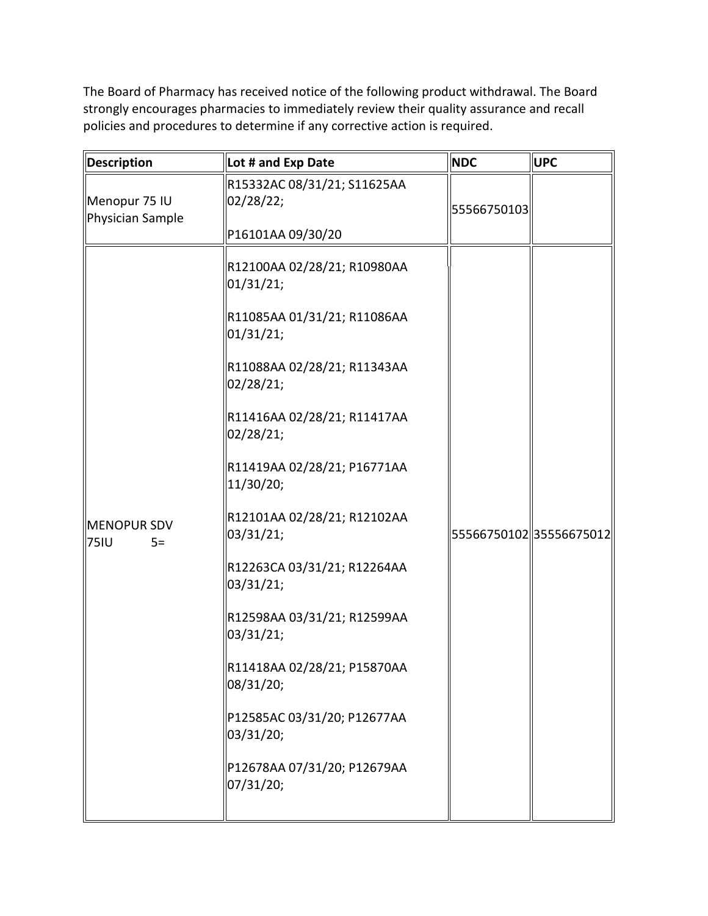The Board of Pharmacy has received notice of the following product withdrawal. The Board strongly encourages pharmacies to immediately review their quality assurance and recall policies and procedures to determine if any corrective action is required.

| Description | Lot # and Exp Date | NDC | UPC |
|---|---|---|---|
| Menopur 75 IU Physician Sample | R15332AC 08/31/21; S11625AA 02/28/22;<br><br>P16101AA 09/30/20 | 55566750103 | |
| MENOPUR SDV 75IU 5= | R12100AA 02/28/21; R10980AA 01/31/21;<br><br>R11085AA 01/31/21; R11086AA 01/31/21;<br><br>R11088AA 02/28/21; R11343AA 02/28/21;<br><br>R11416AA 02/28/21; R11417AA 02/28/21;<br><br>R11419AA 02/28/21; P16771AA 11/30/20;<br><br>R12101AA 02/28/21; R12102AA 03/31/21;<br><br>R12263CA 03/31/21; R12264AA 03/31/21;<br><br>R12598AA 03/31/21; R12599AA 03/31/21;<br><br>R11418AA 02/28/21; P15870AA 08/31/20;<br><br>P12585AC 03/31/20; P12677AA 03/31/20;<br><br>P12678AA 07/31/20; P12679AA 07/31/20; | 55566750102 | 35556675012 |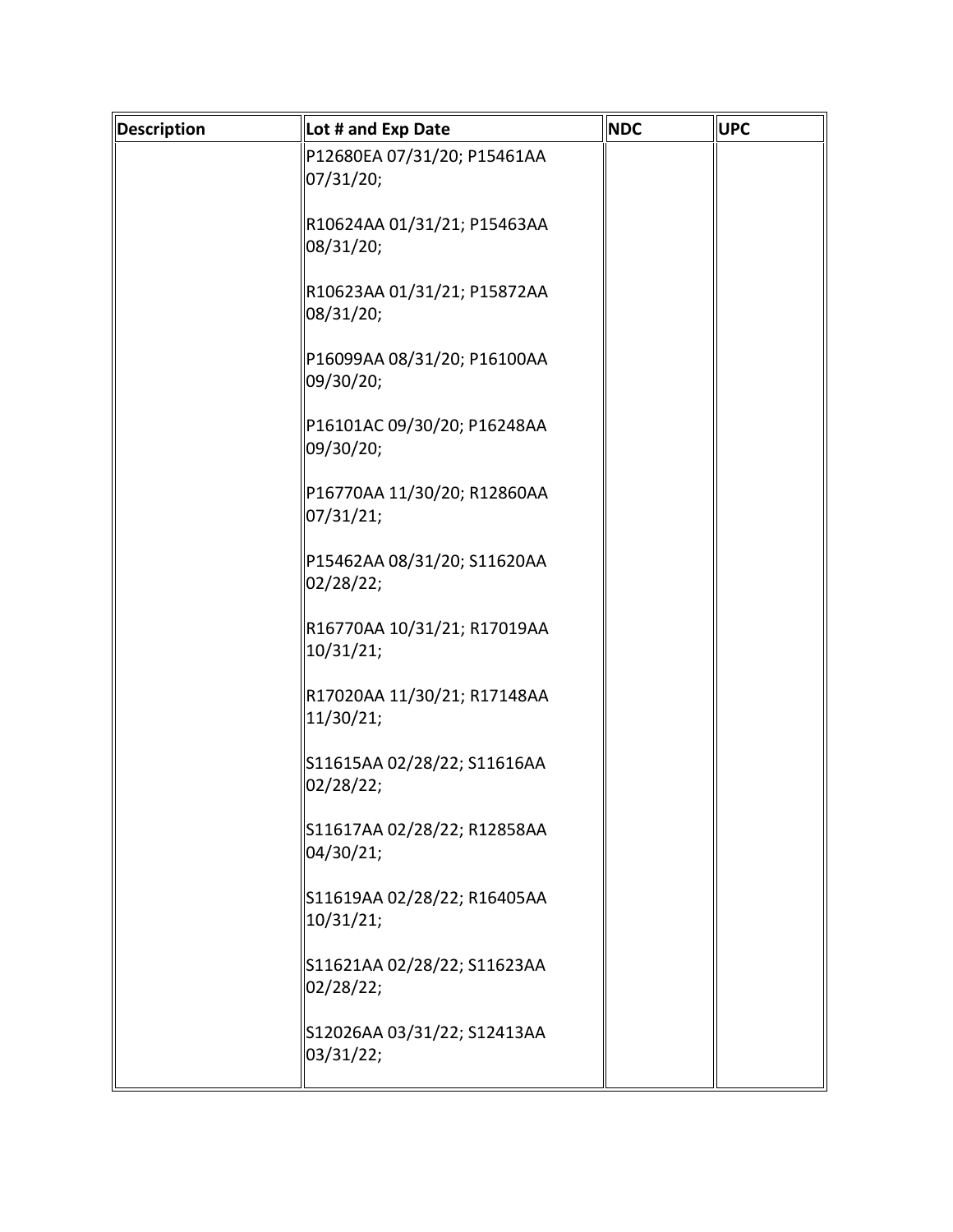| Description | Lot # and Exp Date | NDC | UPC |
|---|---|---|---|
| | P12680EA 07/31/20; P15461AA 07/31/20;<br><br>R10624AA 01/31/21; P15463AA 08/31/20;<br><br>R10623AA 01/31/21; P15872AA 08/31/20;<br><br>P16099AA 08/31/20; P16100AA 09/30/20;<br><br>P16101AC 09/30/20; P16248AA 09/30/20;<br><br>P16770AA 11/30/20; R12860AA 07/31/21;<br><br>P15462AA 08/31/20; S11620AA 02/28/22;<br><br>R16770AA 10/31/21; R17019AA 10/31/21;<br><br>R17020AA 11/30/21; R17148AA 11/30/21;<br><br>S11615AA 02/28/22; S11616AA 02/28/22;<br><br>S11617AA 02/28/22; R12858AA 04/30/21;<br><br>S11619AA 02/28/22; R16405AA 10/31/21;<br><br>S11621AA 02/28/22; S11623AA 02/28/22;<br><br>S12026AA 03/31/22; S12413AA 03/31/22; | | |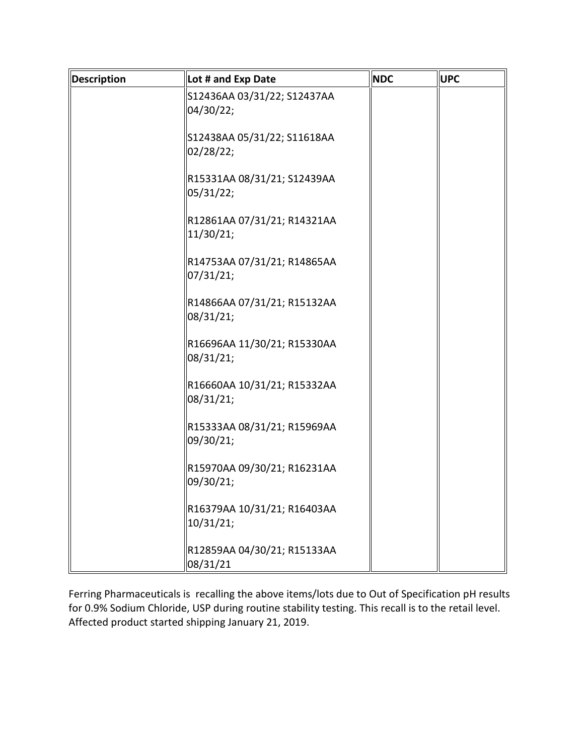| Description | Lot # and Exp Date | NDC | UPC |
|---|---|---|---|
| | S12436AA 03/31/22; S12437AA 04/30/22; S12438AA 05/31/22; S11618AA 02/28/22; R15331AA 08/31/21; S12439AA 05/31/22; R12861AA 07/31/21; R14321AA 11/30/21; R14753AA 07/31/21; R14865AA 07/31/21; R14866AA 07/31/21; R15132AA 08/31/21; R16696AA 11/30/21; R15330AA 08/31/21; R16660AA 10/31/21; R15332AA 08/31/21; R15333AA 08/31/21; R15969AA 09/30/21; R15970AA 09/30/21; R16231AA 09/30/21; R16379AA 10/31/21; R16403AA 10/31/21; R12859AA 04/30/21; R15133AA 08/31/21 | | |

Ferring Pharmaceuticals is recalling the above items/lots due to Out of Specification pH results for 0.9% Sodium Chloride, USP during routine stability testing. This recall is to the retail level. Affected product started shipping January 21, 2019.